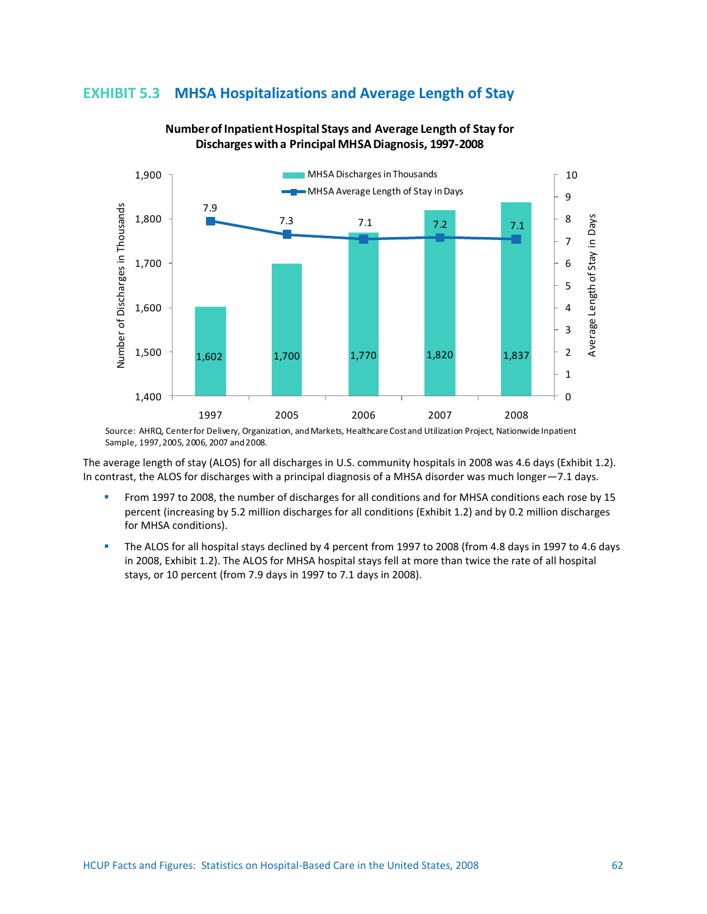## EXHIBIT 5.3 MHSA Hospitalizations and Average Length of Stay

**Number of Inpatient Hospital Stays and Average Length of Stay for Discharges with a Principal MHSA Diagnosis, 1997-2008**

| Year | MHSA Discharges in Thousands | MHSA Average Length of Stay in Days |
|---|---|---|
| 1997 | 1,602 | 7.9 |
| 2005 | 1,700 | 7.3 |
| 2006 | 1,770 | 7.1 |
| 2007 | 1,820 | 7.2 |
| 2008 | 1,837 | 7.1 |

Source: AHRQ, Center for Delivery, Organization, and Markets, Healthcare Cost and Utilization Project, Nationwide Inpatient Sample, 1997, 2005, 2006, 2007 and 2008.

The average length of stay (ALOS) for all discharges in U.S. community hospitals in 2008 was 4.6 days (Exhibit 1.2). In contrast, the ALOS for discharges with a principal diagnosis of a MHSA disorder was much longer—7.1 days.

- From 1997 to 2008, the number of discharges for all conditions and for MHSA conditions each rose by 15 percent (increasing by 5.2 million discharges for all conditions (Exhibit 1.2) and by 0.2 million discharges for MHSA conditions).
- The ALOS for all hospital stays declined by 4 percent from 1997 to 2008 (from 4.8 days in 1997 to 4.6 days in 2008, Exhibit 1.2). The ALOS for MHSA hospital stays fell at more than twice the rate of all hospital stays, or 10 percent (from 7.9 days in 1997 to 7.1 days in 2008).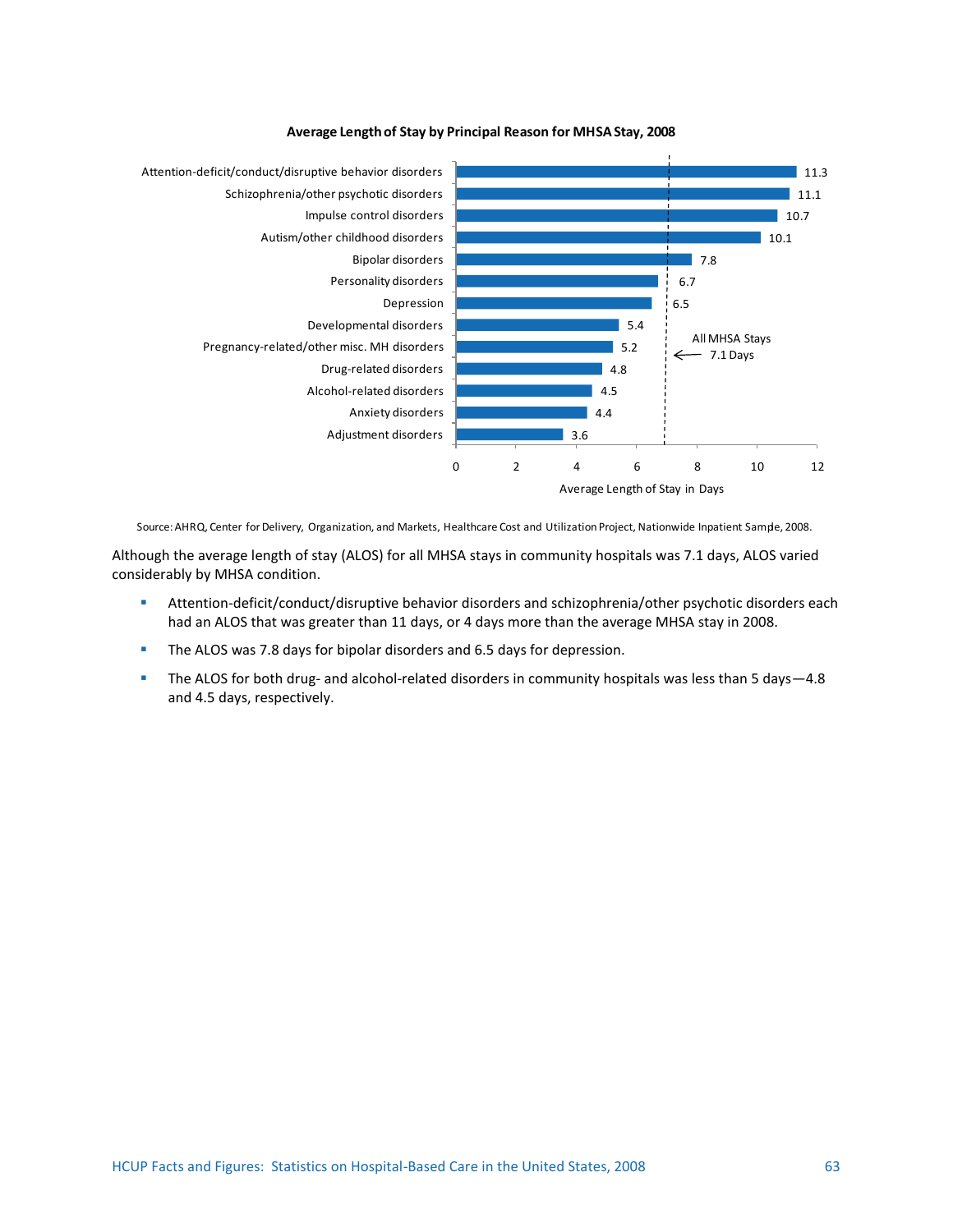**Average Length of Stay by Principal Reason for MHSA Stay, 2008**

Attention-deficit/conduct/disruptive behavior disorders 11.3
Schizophrenia/other psychotic disorders 11.1
Impulse control disorders 10.7
Autism/other childhood disorders 10.1
Bipolar disorders 7.8
Personality disorders 6.7
Depression 6.5
Developmental disorders 5.4
Pregnancy-related/other misc. MH disorders 5.2
Drug-related disorders 4.8
Alcohol-related disorders 4.5
Anxiety disorders 4.4
Adjustment disorders 3.6

All MHSA Stays 7.1 Days

0 2 4 6 8 10 12

Average Length of Stay in Days

Source: AHRQ, Center for Delivery, Organization, and Markets, Healthcare Cost and Utilization Project, Nationwide Inpatient Sample, 2008.

Although the average length of stay (ALOS) for all MHSA stays in community hospitals was 7.1 days, ALOS varied considerably by MHSA condition.

- Attention-deficit/conduct/disruptive behavior disorders and schizophrenia/other psychotic disorders each had an ALOS that was greater than 11 days, or 4 days more than the average MHSA stay in 2008.
- The ALOS was 7.8 days for bipolar disorders and 6.5 days for depression.
- The ALOS for both drug- and alcohol-related disorders in community hospitals was less than 5 days—4.8 and 4.5 days, respectively.